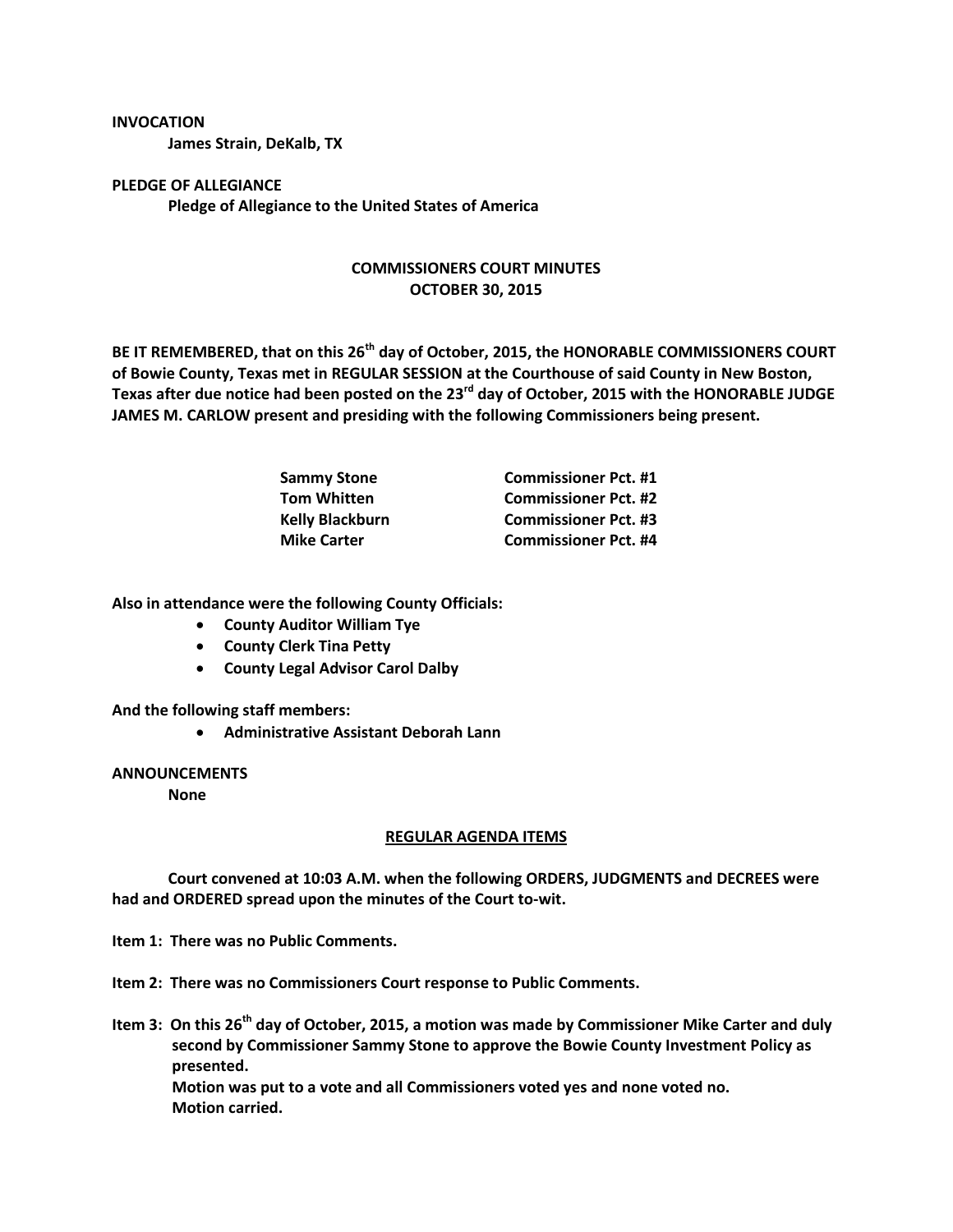**INVOCATION**

**James Strain, DeKalb, TX**

**PLEDGE OF ALLEGIANCE**

**Pledge of Allegiance to the United States of America**

## COMMISSIONERS COURT MINUTES
## OCTOBER 30, 2015

**BE IT REMEMBERED, that on this 26th day of October, 2015, the HONORABLE COMMISSIONERS COURT of Bowie County, Texas met in REGULAR SESSION at the Courthouse of said County in New Boston, Texas after due notice had been posted on the 23rd day of October, 2015 with the HONORABLE JUDGE JAMES M. CARLOW present and presiding with the following Commissioners being present.**

| | |
|---|---|
| **Sammy Stone** | **Commissioner Pct. #1** |
| **Tom Whitten** | **Commissioner Pct. #2** |
| **Kelly Blackburn** | **Commissioner Pct. #3** |
| **Mike Carter** | **Commissioner Pct. #4** |

**Also in attendance were the following County Officials:**

- **County Auditor William Tye**
- **County Clerk Tina Petty**
- **County Legal Advisor Carol Dalby**

**And the following staff members:**

- **Administrative Assistant Deborah Lann**

**ANNOUNCEMENTS**

**None**

**REGULAR AGENDA ITEMS**

**Court convened at 10:03 A.M. when the following ORDERS, JUDGMENTS and DECREES were had and ORDERED spread upon the minutes of the Court to-wit.**

**Item 1: There was no Public Comments.**

**Item 2: There was no Commissioners Court response to Public Comments.**

**Item 3: On this 26th day of October, 2015, a motion was made by Commissioner Mike Carter and duly second by Commissioner Sammy Stone to approve the Bowie County Investment Policy as presented.**
**Motion was put to a vote and all Commissioners voted yes and none voted no.**
**Motion carried.**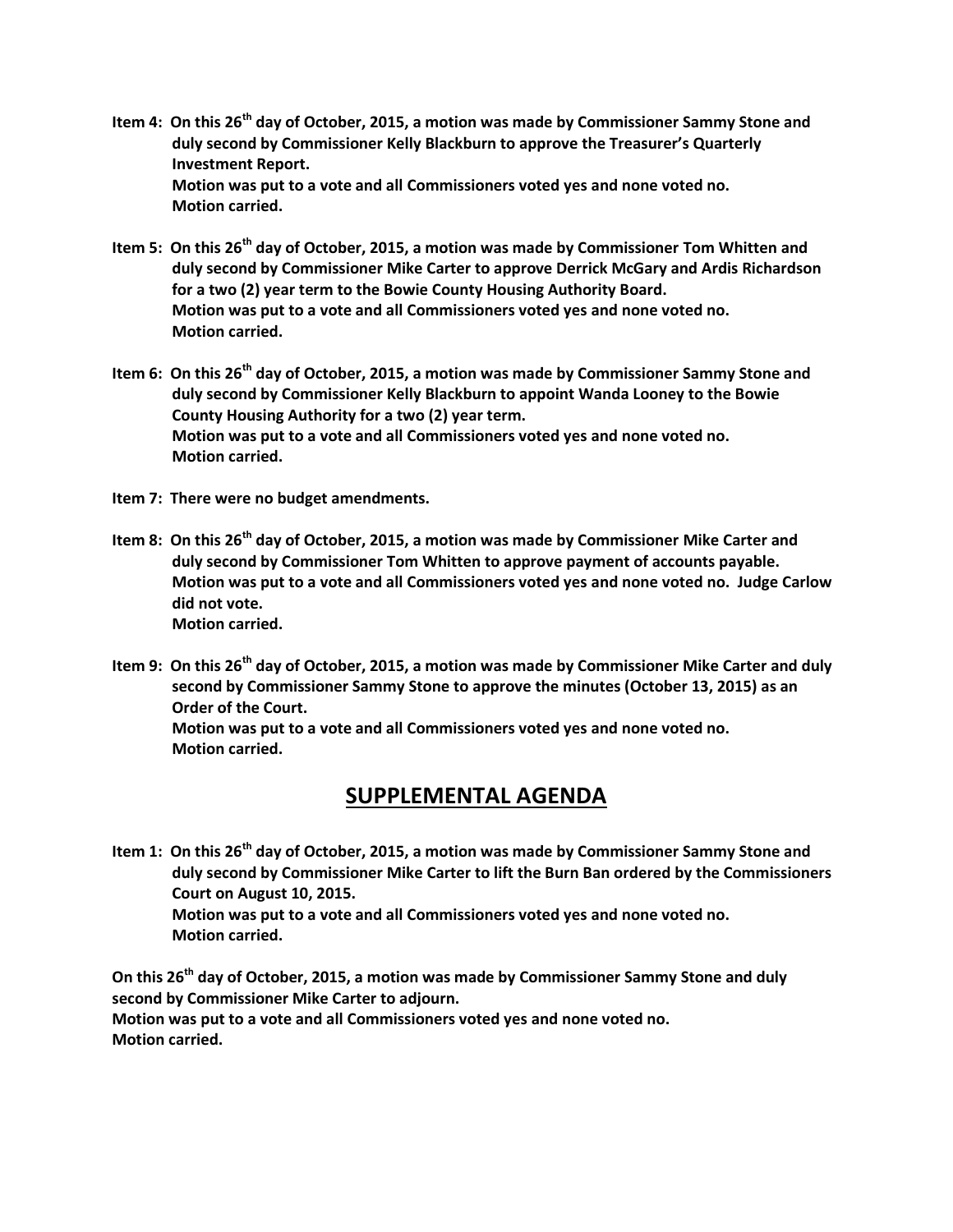**Item 4: On this 26th day of October, 2015, a motion was made by Commissioner Sammy Stone and duly second by Commissioner Kelly Blackburn to approve the Treasurer's Quarterly Investment Report.**
**Motion was put to a vote and all Commissioners voted yes and none voted no.**
**Motion carried.**

**Item 5: On this 26th day of October, 2015, a motion was made by Commissioner Tom Whitten and duly second by Commissioner Mike Carter to approve Derrick McGary and Ardis Richardson for a two (2) year term to the Bowie County Housing Authority Board.**
**Motion was put to a vote and all Commissioners voted yes and none voted no.**
**Motion carried.**

**Item 6: On this 26th day of October, 2015, a motion was made by Commissioner Sammy Stone and duly second by Commissioner Kelly Blackburn to appoint Wanda Looney to the Bowie County Housing Authority for a two (2) year term.**
**Motion was put to a vote and all Commissioners voted yes and none voted no.**
**Motion carried.**

**Item 7: There were no budget amendments.**

**Item 8: On this 26th day of October, 2015, a motion was made by Commissioner Mike Carter and duly second by Commissioner Tom Whitten to approve payment of accounts payable.**
**Motion was put to a vote and all Commissioners voted yes and none voted no. Judge Carlow did not vote.**
**Motion carried.**

**Item 9: On this 26th day of October, 2015, a motion was made by Commissioner Mike Carter and duly second by Commissioner Sammy Stone to approve the minutes (October 13, 2015) as an Order of the Court.**
**Motion was put to a vote and all Commissioners voted yes and none voted no.**
**Motion carried.**

## SUPPLEMENTAL AGENDA

**Item 1: On this 26th day of October, 2015, a motion was made by Commissioner Sammy Stone and duly second by Commissioner Mike Carter to lift the Burn Ban ordered by the Commissioners Court on August 10, 2015.**
**Motion was put to a vote and all Commissioners voted yes and none voted no.**
**Motion carried.**

**On this 26th day of October, 2015, a motion was made by Commissioner Sammy Stone and duly second by Commissioner Mike Carter to adjourn.**
**Motion was put to a vote and all Commissioners voted yes and none voted no.**
**Motion carried.**